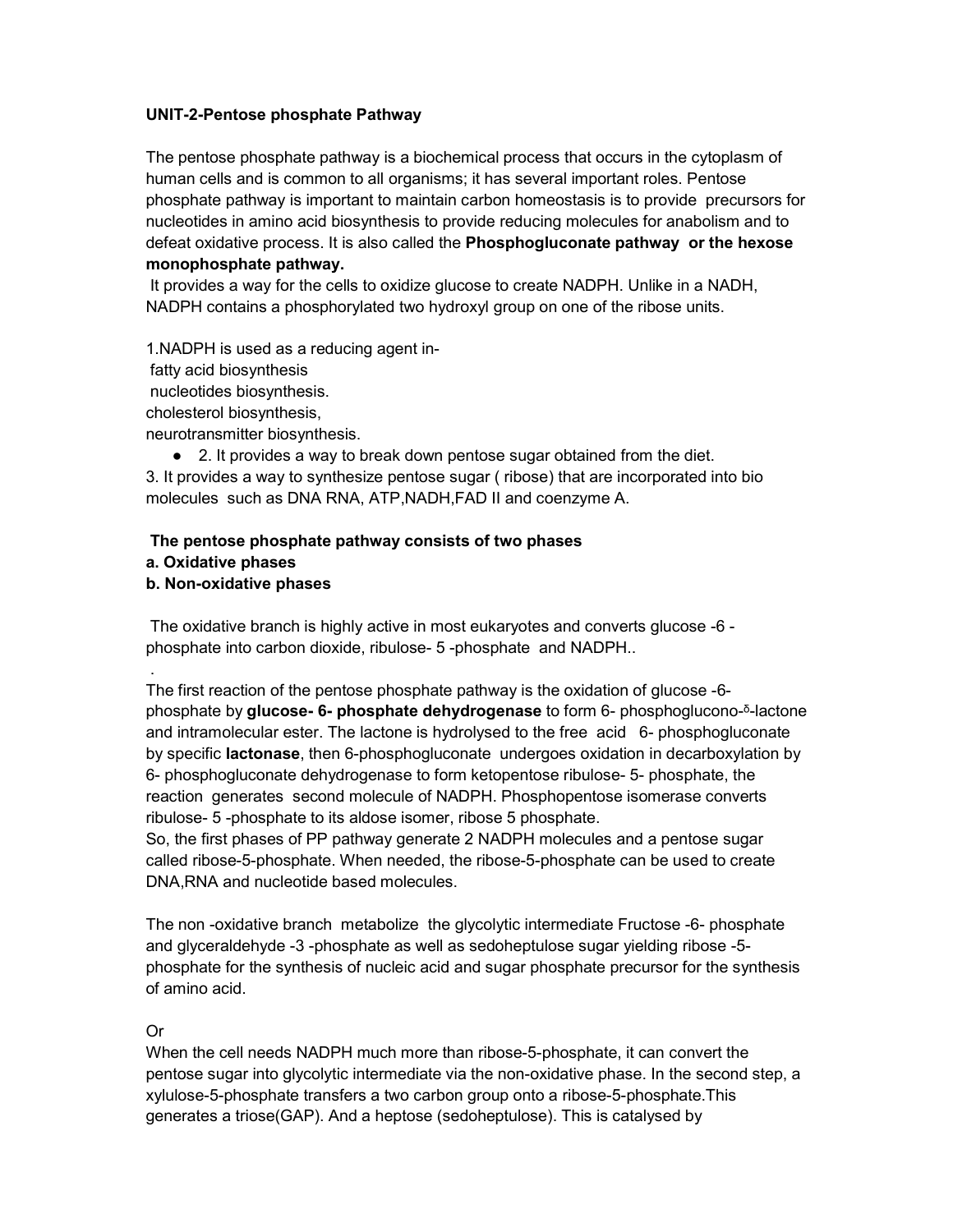**UNIT-2-Pentose phosphate Pathway**

The pentose phosphate pathway is a biochemical process that occurs in the cytoplasm of human cells and is common to all organisms; it has several important roles. Pentose phosphate pathway is important to maintain carbon homeostasis is to provide precursors for nucleotides in amino acid biosynthesis to provide reducing molecules for anabolism and to defeat oxidative process. It is also called the **Phosphogluconate pathway or the hexose monophosphate pathway.**

It provides a way for the cells to oxidize glucose to create NADPH. Unlike in a NADH, NADPH contains a phosphorylated two hydroxyl group on one of the ribose units.

1.NADPH is used as a reducing agent in-
fatty acid biosynthesis
nucleotides biosynthesis.
cholesterol biosynthesis,
neurotransmitter biosynthesis.

- 2. It provides a way to break down pentose sugar obtained from the diet.

3. It provides a way to synthesize pentose sugar ( ribose) that are incorporated into bio molecules such as DNA RNA, ATP,NADH,FAD II and coenzyme A.

**The pentose phosphate pathway consists of two phases**
**a. Oxidative phases**
**b. Non-oxidative phases**

The oxidative branch is highly active in most eukaryotes and converts glucose -6 -phosphate into carbon dioxide, ribulose- 5 -phosphate and NADPH..

.

The first reaction of the pentose phosphate pathway is the oxidation of glucose -6-phosphate by **glucose- 6- phosphate dehydrogenase** to form 6- phosphoglucono-$^{\delta}$-lactone and intramolecular ester. The lactone is hydrolysed to the free acid 6- phosphogluconate by specific **lactonase**, then 6-phosphogluconate undergoes oxidation in decarboxylation by 6- phosphogluconate dehydrogenase to form ketopentose ribulose- 5- phosphate, the reaction generates second molecule of NADPH. Phosphopentose isomerase converts ribulose- 5 -phosphate to its aldose isomer, ribose 5 phosphate.

So, the first phases of PP pathway generate 2 NADPH molecules and a pentose sugar called ribose-5-phosphate. When needed, the ribose-5-phosphate can be used to create DNA,RNA and nucleotide based molecules.

The non -oxidative branch metabolize the glycolytic intermediate Fructose -6- phosphate and glyceraldehyde -3 -phosphate as well as sedoheptulose sugar yielding ribose -5-phosphate for the synthesis of nucleic acid and sugar phosphate precursor for the synthesis of amino acid.

Or

When the cell needs NADPH much more than ribose-5-phosphate, it can convert the pentose sugar into glycolytic intermediate via the non-oxidative phase. In the second step, a xylulose-5-phosphate transfers a two carbon group onto a ribose-5-phosphate.This generates a triose(GAP). And a heptose (sedoheptulose). This is catalysed by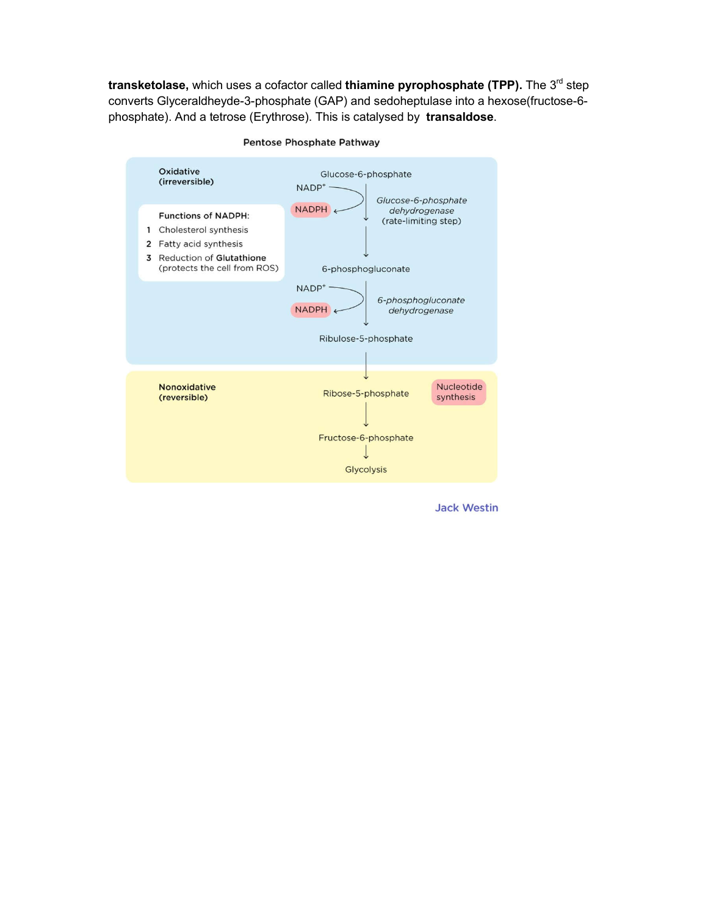**transketolase,** which uses a cofactor called **thiamine pyrophosphate (TPP).** The 3rd step converts Glyceraldheyde-3-phosphate (GAP) and sedoheptulase into a hexose(fructose-6-phosphate). And a tetrose (Erythrose). This is catalysed by **transaldose**.

Pentose Phosphate Pathway

Oxidative (irreversible)

Glucose-6-phosphate

$NADP^+$

NADPH

*Glucose-6-phosphate dehydrogenase* (rate-limiting step)

Functions of NADPH:

1. Cholesterol synthesis
2. Fatty acid synthesis
3. Reduction of Glutathione (protects the cell from ROS)

6-phosphogluconate

$NADP^+$

NADPH

*6-phosphogluconate dehydrogenase*

Ribulose-5-phosphate

Nonoxidative (reversible)

Ribose-5-phosphate

Nucleotide synthesis

Fructose-6-phosphate

Glycolysis

Jack Westin